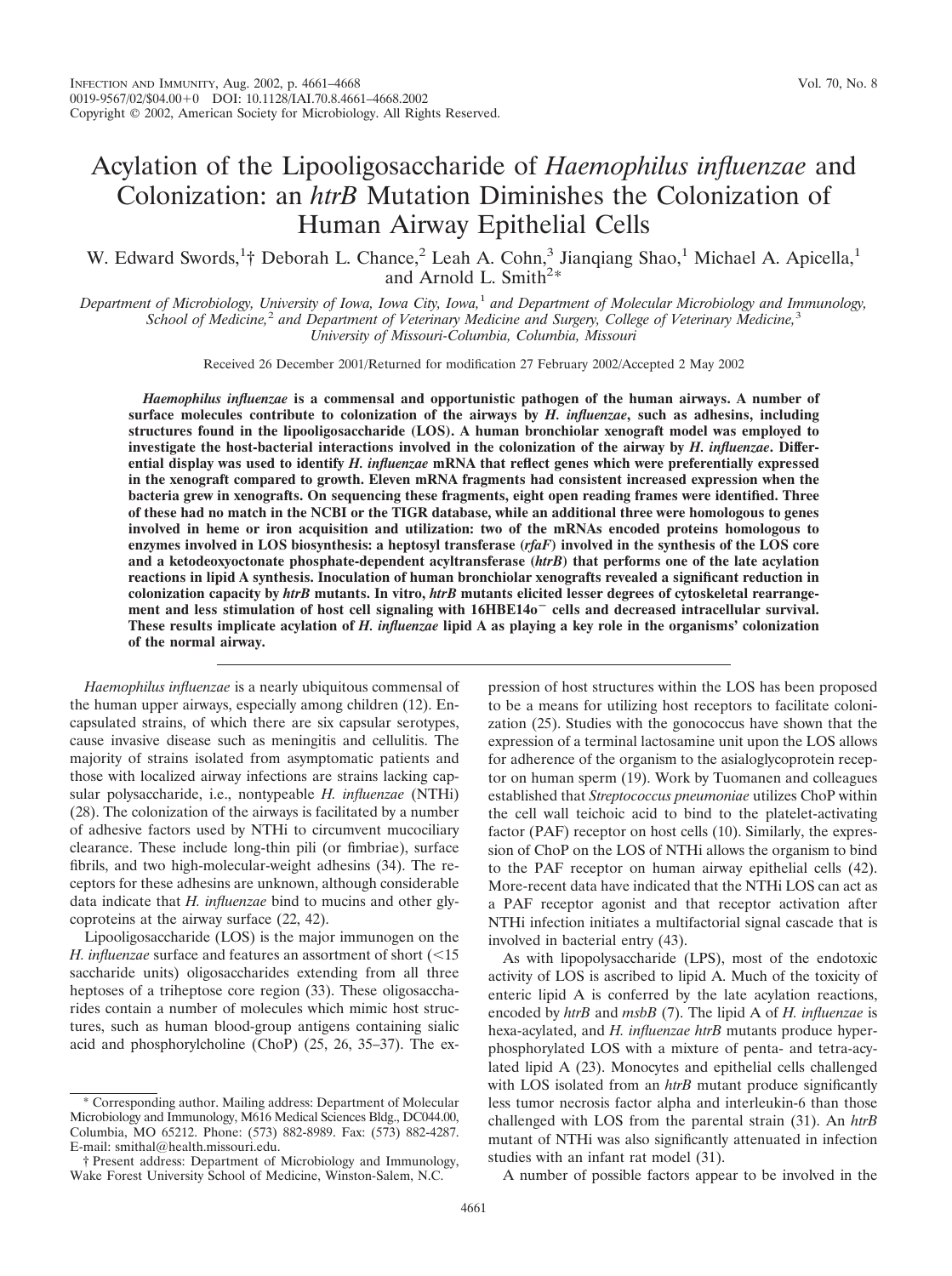# Acylation of the Lipooligosaccharide of *Haemophilus influenzae* and Colonization: an *htrB* Mutation Diminishes the Colonization of Human Airway Epithelial Cells

W. Edward Swords,[1]† Deborah L. Chance,[2] Leah A. Cohn,[3] Jianqiang Shao,[1] Michael A. Apicella,[1] and Arnold L. Smith[2]*

*Department of Microbiology, University of Iowa, Iowa City, Iowa,[1] and Department of Molecular Microbiology and Immunology, School of Medicine,[2] and Department of Veterinary Medicine and Surgery, College of Veterinary Medicine,[3] University of Missouri-Columbia, Columbia, Missouri*

Received 26 December 2001/Returned for modification 27 February 2002/Accepted 2 May 2002

***Haemophilus influenzae* is a commensal and opportunistic pathogen of the human airways. A number of surface molecules contribute to colonization of the airways by *H. influenzae*, such as adhesins, including structures found in the lipooligosaccharide (LOS). A human bronchiolar xenograft model was employed to investigate the host-bacterial interactions involved in the colonization of the airway by *H. influenzae*. Differential display was used to identify *H. influenzae* mRNA that reflect genes which were preferentially expressed in the xenograft compared to growth. Eleven mRNA fragments had consistent increased expression when the bacteria grew in xenografts. On sequencing these fragments, eight open reading frames were identified. Three of these had no match in the NCBI or the TIGR database, while an additional three were homologous to genes involved in heme or iron acquisition and utilization: two of the mRNAs encoded proteins homologous to enzymes involved in LOS biosynthesis: a heptosyl transferase (*rfaF*) involved in the synthesis of the LOS core and a ketodeoxyoctonate phosphate-dependent acyltransferase (*htrB*) that performs one of the late acylation reactions in lipid A synthesis. Inoculation of human bronchiolar xenografts revealed a significant reduction in colonization capacity by *htrB* mutants. In vitro, *htrB* mutants elicited lesser degrees of cytoskeletal rearrangement and less stimulation of host cell signaling with 16HBE14o$^-$ cells and decreased intracellular survival. These results implicate acylation of *H. influenzae* lipid A as playing a key role in the organisms' colonization of the normal airway.**

*Haemophilus influenzae* is a nearly ubiquitous commensal of the human upper airways, especially among children (12). Encapsulated strains, of which there are six capsular serotypes, cause invasive disease such as meningitis and cellulitis. The majority of strains isolated from asymptomatic patients and those with localized airway infections are strains lacking capsular polysaccharide, i.e., nontypeable *H. influenzae* (NTHi) (28). The colonization of the airways is facilitated by a number of adhesive factors used by NTHi to circumvent mucociliary clearance. These include long-thin pili (or fimbriae), surface fibrils, and two high-molecular-weight adhesins (34). The receptors for these adhesins are unknown, although considerable data indicate that *H. influenzae* bind to mucins and other glycoproteins at the airway surface (22, 42).

Lipooligosaccharide (LOS) is the major immunogen on the *H. influenzae* surface and features an assortment of short (<15 saccharide units) oligosaccharides extending from all three heptoses of a triheptose core region (33). These oligosaccharides contain a number of molecules which mimic host structures, such as human blood-group antigens containing sialic acid and phosphorylcholine (ChoP) (25, 26, 35–37). The expression of host structures within the LOS has been proposed to be a means for utilizing host receptors to facilitate colonization (25). Studies with the gonococcus have shown that the expression of a terminal lactosamine unit upon the LOS allows for adherence of the organism to the asialoglycoprotein receptor on human sperm (19). Work by Tuomanen and colleagues established that *Streptococcus pneumoniae* utilizes ChoP within the cell wall teichoic acid to bind to the platelet-activating factor (PAF) receptor on host cells (10). Similarly, the expression of ChoP on the LOS of NTHi allows the organism to bind to the PAF receptor on human airway epithelial cells (42). More-recent data have indicated that the NTHi LOS can act as a PAF receptor agonist and that receptor activation after NTHi infection initiates a multifactorial signal cascade that is involved in bacterial entry (43).

As with lipopolysaccharide (LPS), most of the endotoxic activity of LOS is ascribed to lipid A. Much of the toxicity of enteric lipid A is conferred by the late acylation reactions, encoded by *htrB* and *msbB* (7). The lipid A of *H. influenzae* is hexa-acylated, and *H. influenzae htrB* mutants produce hyperphosphorylated LOS with a mixture of penta- and tetra-acylated lipid A (23). Monocytes and epithelial cells challenged with LOS isolated from an *htrB* mutant produce significantly less tumor necrosis factor alpha and interleukin-6 than those challenged with LOS from the parental strain (31). An *htrB* mutant of NTHi was also significantly attenuated in infection studies with an infant rat model (31).

A number of possible factors appear to be involved in the

\* Corresponding author. Mailing address: Department of Molecular Microbiology and Immunology, M616 Medical Sciences Bldg., DC044.00, Columbia, MO 65212. Phone: (573) 882-8989. Fax: (573) 882-4287. E-mail: smithal@health.missouri.edu.

† Present address: Department of Microbiology and Immunology, Wake Forest University School of Medicine, Winston-Salem, N.C.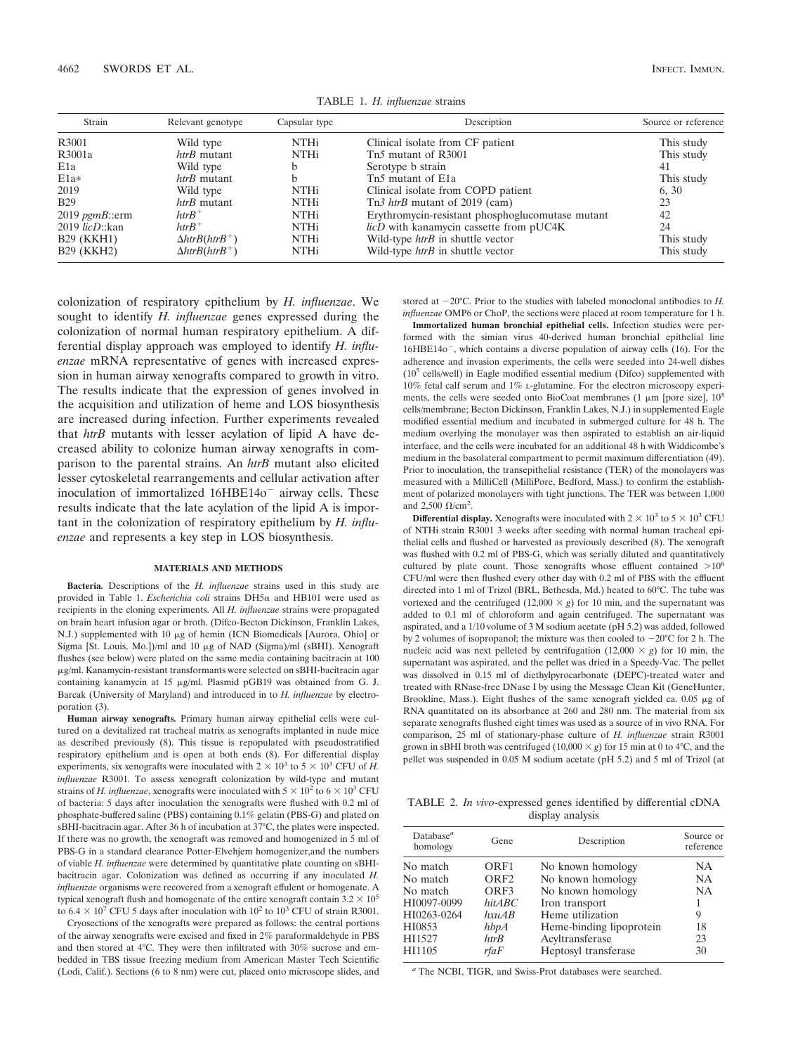TABLE 1. *H. influenzae* strains

| Strain | Relevant genotype | Capsular type | Description | Source or reference |
|---|---|---|---|---|
| R3001 | Wild type | NTHi | Clinical isolate from CF patient | This study |
| R3001a | *htrB* mutant | NTHi | Tn*5* mutant of R3001 | This study |
| E1a | Wild type | b | Serotype b strain | 41 |
| E1a* | *htrB* mutant | b | Tn*5* mutant of E1a | This study |
| 2019 | Wild type | NTHi | Clinical isolate from COPD patient | 6, 30 |
| B29 | *htrB* mutant | NTHi | Tn*3 htrB* mutant of 2019 (cam) | 23 |
| 2019 *pgmB*::erm | *htrB*$^+$ | NTHi | Erythromycin-resistant phosphoglucomutase mutant | 42 |
| 2019 *licD*::kan | *htrB*$^+$ | NTHi | *licD* with kanamycin cassette from pUC4K | 24 |
| B29 (KKH1) | Δ*htrB*(*htrB*$^+$) | NTHi | Wild-type *htrB* in shuttle vector | This study |
| B29 (KKH2) | Δ*htrB*(*htrB*$^+$) | NTHi | Wild-type *htrB* in shuttle vector | This study |

colonization of respiratory epithelium by *H. influenzae*. We sought to identify *H. influenzae* genes expressed during the colonization of normal human respiratory epithelium. A differential display approach was employed to identify *H. influenzae* mRNA representative of genes with increased expression in human airway xenografts compared to growth in vitro. The results indicate that the expression of genes involved in the acquisition and utilization of heme and LOS biosynthesis are increased during infection. Further experiments revealed that *htrB* mutants with lesser acylation of lipid A have decreased ability to colonize human airway xenografts in comparison to the parental strains. An *htrB* mutant also elicited lesser cytoskeletal rearrangements and cellular activation after inoculation of immortalized 16HBE14o$^-$ airway cells. These results indicate that the late acylation of the lipid A is important in the colonization of respiratory epithelium by *H. influenzae* and represents a key step in LOS biosynthesis.

## MATERIALS AND METHODS

**Bacteria.** Descriptions of the *H. influenzae* strains used in this study are provided in Table 1. *Escherichia coli* strains DH5α and HB101 were used as recipients in the cloning experiments. All *H. influenzae* strains were propagated on brain heart infusion agar or broth. (Difco-Becton Dickinson, Franklin Lakes, N.J.) supplemented with 10 μg of hemin (ICN Biomedicals [Aurora, Ohio] or Sigma [St. Louis, Mo.])/ml and 10 μg of NAD (Sigma)/ml (sBHI). Xenograft flushes (see below) were plated on the same media containing bacitracin at 100 μg/ml. Kanamycin-resistant transformants were selected on sBHI-bacitracin agar containing kanamycin at 15 μg/ml. Plasmid pGB19 was obtained from G. J. Barcak (University of Maryland) and introduced in to *H. influenzae* by electroporation (3).

**Human airway xenografts.** Primary human airway epithelial cells were cultured on a devitalized rat tracheal matrix as xenografts implanted in nude mice as described previously (8). This tissue is repopulated with pseudostratified respiratory epithelium and is open at both ends (8). For differential display experiments, six xenografts were inoculated with $2 \times 10^3$ to $5 \times 10^3$ CFU of *H. influenzae* R3001. To assess xenograft colonization by wild-type and mutant strains of *H. influenzae*, xenografts were inoculated with $5 \times 10^2$ to $6 \times 10^3$ CFU of bacteria: 5 days after inoculation the xenografts were flushed with 0.2 ml of phosphate-buffered saline (PBS) containing 0.1% gelatin (PBS-G) and plated on sBHI-bacitracin agar. After 36 h of incubation at 37°C, the plates were inspected. If there was no growth, the xenograft was removed and homogenized in 5 ml of PBS-G in a standard clearance Potter-Elvehjem homogenizer,and the numbers of viable *H. influenzae* were determined by quantitative plate counting on sBHI-bacitracin agar. Colonization was defined as occurring if any inoculated *H. influenzae* organisms were recovered from a xenograft effulent or homogenate. A typical xenograft flush and homogenate of the entire xenograft contain $3.2 \times 10^5$ to $6.4 \times 10^7$ CFU 5 days after inoculation with $10^2$ to $10^3$ CFU of strain R3001.

Cryosections of the xenografts were prepared as follows: the central portions of the airway xenografts were excised and fixed in 2% paraformaldehyde in PBS and then stored at 4°C. They were then infiltrated with 30% sucrose and embedded in TBS tissue freezing medium from American Master Tech Scientific (Lodi, Calif.). Sections (6 to 8 nm) were cut, placed onto microscope slides, and stored at −20°C. Prior to the studies with labeled monoclonal antibodies to *H. influenzae* OMP6 or ChoP, the sections were placed at room temperature for 1 h.

**Immortalized human bronchial epithelial cells.** Infection studies were performed with the simian virus 40-derived human bronchial epithelial line 16HBE14o$^-$, which contains a diverse population of airway cells (16). For the adherence and invasion experiments, the cells were seeded into 24-well dishes ($10^5$ cells/well) in Eagle modified essential medium (Difco) supplemented with 10% fetal calf serum and 1% L-glutamine. For the electron microscopy experiments, the cells were seeded onto BioCoat membranes (1 μm [pore size], $10^5$ cells/membrane; Becton Dickinson, Franklin Lakes, N.J.) in supplemented Eagle modified essential medium and incubated in submerged culture for 48 h. The medium overlying the monolayer was then aspirated to establish an air-liquid interface, and the cells were incubated for an additional 48 h with Widdicombe's medium in the basolateral compartment to permit maximum differentiation (49). Prior to inoculation, the transepithelial resistance (TER) of the monolayers was measured with a MilliCell (MilliPore, Bedford, Mass.) to confirm the establishment of polarized monolayers with tight junctions. The TER was between 1,000 and 2,500 Ω/cm$^2$.

**Differential display.** Xenografts were inoculated with $2 \times 10^3$ to $5 \times 10^3$ CFU of NTHi strain R3001 3 weeks after seeding with normal human tracheal epithelial cells and flushed or harvested as previously described (8). The xenograft was flushed with 0.2 ml of PBS-G, which was serially diluted and quantitatively cultured by plate count. Those xenografts whose effluent contained $>10^6$ CFU/ml were then flushed every other day with 0.2 ml of PBS with the effluent directed into 1 ml of Trizol (BRL, Bethesda, Md.) heated to 60°C. The tube was vortexed and the centrifuged (12,000 × *g*) for 10 min, and the supernatant was added to 0.1 ml of chloroform and again centrifuged. The supernatant was aspirated, and a 1/10 volume of 3 M sodium acetate (pH 5.2) was added, followed by 2 volumes of isopropanol; the mixture was then cooled to −20°C for 2 h. The nucleic acid was next pelleted by centrifugation (12,000 × *g*) for 10 min, the supernatant was aspirated, and the pellet was dried in a Speedy-Vac. The pellet was dissolved in 0.15 ml of diethylpyrocarbonate (DEPC)-treated water and treated with RNase-free DNase I by using the Message Clean Kit (GeneHunter, Brookline, Mass.). Eight flushes of the same xenograft yielded ca. 0.05 μg of RNA quantitated on its absorbance at 260 and 280 nm. The material from six separate xenografts flushed eight times was used as a source of in vivo RNA. For comparison, 25 ml of stationary-phase culture of *H. influenzae* strain R3001 grown in sBHI broth was centrifuged (10,000 × *g*) for 15 min at 0 to 4°C, and the pellet was suspended in 0.05 M sodium acetate (pH 5.2) and 5 ml of Trizol (at

TABLE 2. *In vivo*-expressed genes identified by differential cDNA display analysis

| Database[a] homology | Gene | Description | Source or reference |
|---|---|---|---|
| No match | ORF1 | No known homology | NA |
| No match | ORF2 | No known homology | NA |
| No match | ORF3 | No known homology | NA |
| HI0097-0099 | *hitABC* | Iron transport | 1 |
| HI0263-0264 | *hxuAB* | Heme utilization | 9 |
| HI0853 | *hbpA* | Heme-binding lipoprotein | 18 |
| HI1527 | *htrB* | Acyltransferase | 23 |
| HI1105 | *rfaF* | Heptosyl transferase | 30 |

[a] The NCBI, TIGR, and Swiss-Prot databases were searched.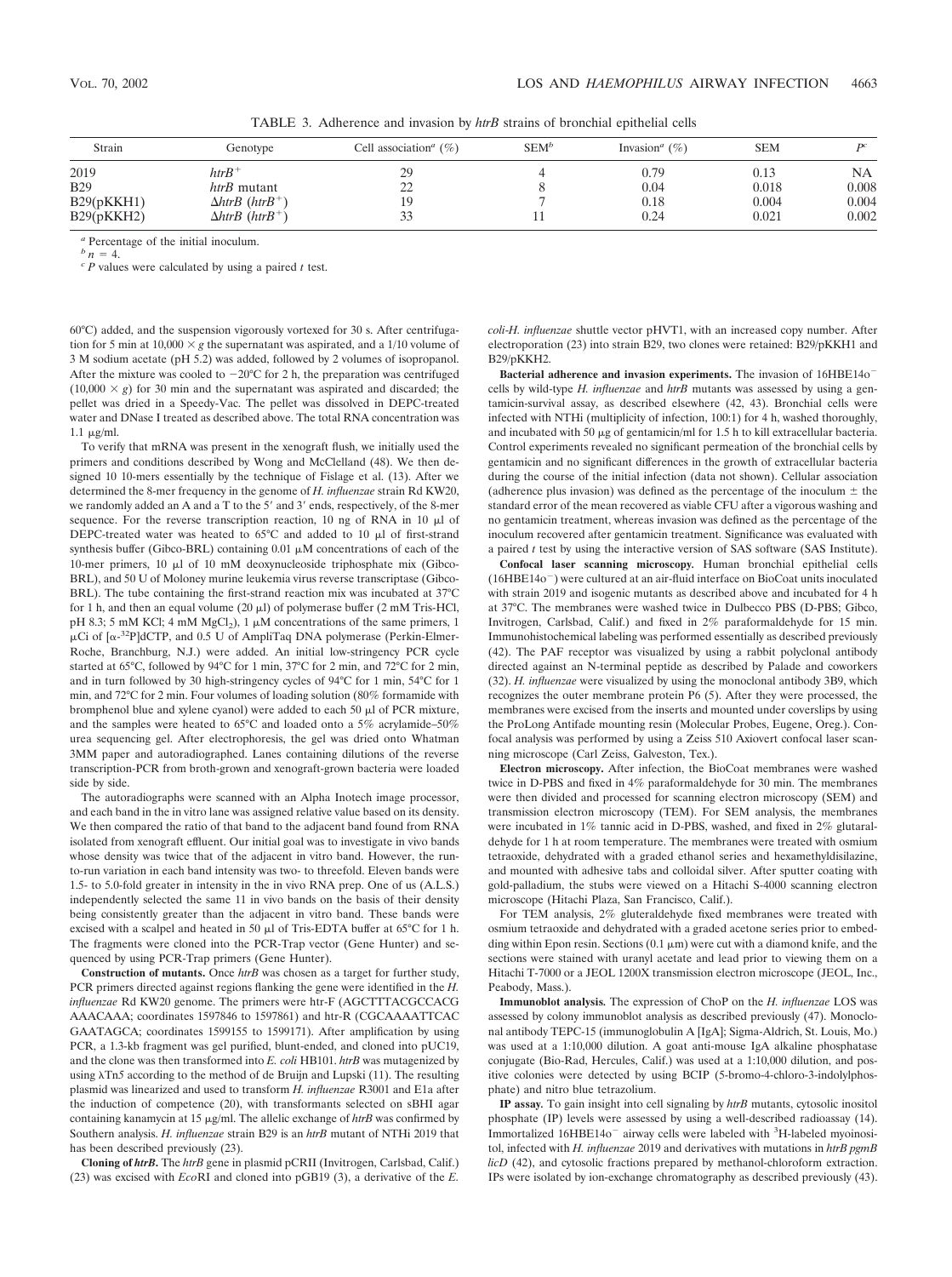TABLE 3. Adherence and invasion by *htrB* strains of bronchial epithelial cells

| Strain | Genotype | Cell association[a] (%) | SEM[b] | Invasion[a] (%) | SEM | P[c] |
|---|---|---|---|---|---|---|
| 2019 | *htrB*$^{+}$ | 29 | 4 | 0.79 | 0.13 | NA |
| B29 | *htrB* mutant | 22 | 8 | 0.04 | 0.018 | 0.008 |
| B29(pKKH1) | Δ*htrB* (*htrB*$^{+}$) | 19 | 7 | 0.18 | 0.004 | 0.004 |
| B29(pKKH2) | Δ*htrB* (*htrB*$^{+}$) | 33 | 11 | 0.24 | 0.021 | 0.002 |

[a] Percentage of the initial inoculum.
[b] $n = 4$.
[c] $P$ values were calculated by using a paired $t$ test.

60°C) added, and the suspension vigorously vortexed for 30 s. After centrifugation for 5 min at $10,000 \times g$ the supernatant was aspirated, and a 1/10 volume of 3 M sodium acetate (pH 5.2) was added, followed by 2 volumes of isopropanol. After the mixture was cooled to −20°C for 2 h, the preparation was centrifuged ($10,000 \times g$) for 30 min and the supernatant was aspirated and discarded; the pellet was dried in a Speedy-Vac. The pellet was dissolved in DEPC-treated water and DNase I treated as described above. The total RNA concentration was 1.1 μg/ml.

To verify that mRNA was present in the xenograft flush, we initially used the primers and conditions described by Wong and McClelland (48). We then designed 10 10-mers essentially by the technique of Fislage et al. (13). After we determined the 8-mer frequency in the genome of *H. influenzae* strain Rd KW20, we randomly added an A and a T to the 5′ and 3′ ends, respectively, of the 8-mer sequence. For the reverse transcription reaction, 10 ng of RNA in 10 μl of DEPC-treated water was heated to 65°C and added to 10 μl of first-strand synthesis buffer (Gibco-BRL) containing 0.01 μM concentrations of each of the 10-mer primers, 10 μl of 10 mM deoxynucleoside triphosphate mix (Gibco-BRL), and 50 U of Moloney murine leukemia virus reverse transcriptase (Gibco-BRL). The tube containing the first-strand reaction mix was incubated at 37°C for 1 h, and then an equal volume (20 μl) of polymerase buffer (2 mM Tris-HCl, pH 8.3; 5 mM KCl; 4 mM $MgCl_2$), 1 μM concentrations of the same primers, 1 μCi of [α-$^{32}$P]dCTP, and 0.5 U of AmpliTaq DNA polymerase (Perkin-Elmer-Roche, Branchburg, N.J.) were added. An initial low-stringency PCR cycle started at 65°C, followed by 94°C for 1 min, 37°C for 2 min, and 72°C for 2 min, and in turn followed by 30 high-stringency cycles of 94°C for 1 min, 54°C for 1 min, and 72°C for 2 min. Four volumes of loading solution (80% formamide with bromphenol blue and xylene cyanol) were added to each 50 μl of PCR mixture, and the samples were heated to 65°C and loaded onto a 5% acrylamide–50% urea sequencing gel. After electrophoresis, the gel was dried onto Whatman 3MM paper and autoradiographed. Lanes containing dilutions of the reverse transcription-PCR from broth-grown and xenograft-grown bacteria were loaded side by side.

The autoradiographs were scanned with an Alpha Inotech image processor, and each band in the in vitro lane was assigned relative value based on its density. We then compared the ratio of that band to the adjacent band found from RNA isolated from xenograft effluent. Our initial goal was to investigate in vivo bands whose density was twice that of the adjacent in vitro band. However, the run-to-run variation in each band intensity was two- to threefold. Eleven bands were 1.5- to 5.0-fold greater in intensity in the in vivo RNA prep. One of us (A.L.S.) independently selected the same 11 in vivo bands on the basis of their density being consistently greater than the adjacent in vitro band. These bands were excised with a scalpel and heated in 50 μl of Tris-EDTA buffer at 65°C for 1 h. The fragments were cloned into the PCR-Trap vector (Gene Hunter) and sequenced by using PCR-Trap primers (Gene Hunter).

**Construction of mutants.** Once *htrB* was chosen as a target for further study, PCR primers directed against regions flanking the gene were identified in the *H. influenzae* Rd KW20 genome. The primers were htr-F (AGCTTTACGCCACG AAACAAA; coordinates 1597846 to 1597861) and htr-R (CGCAAAATTCAC GAATAGCA; coordinates 1599155 to 1599171). After amplification by using PCR, a 1.3-kb fragment was gel purified, blunt-ended, and cloned into pUC19, and the clone was then transformed into *E. coli* HB101. *htrB* was mutagenized by using λTn*5* according to the method of de Bruijn and Lupski (11). The resulting plasmid was linearized and used to transform *H. influenzae* R3001 and E1a after the induction of competence (20), with transformants selected on sBHI agar containing kanamycin at 15 μg/ml. The allelic exchange of *htrB* was confirmed by Southern analysis. *H. influenzae* strain B29 is an *htrB* mutant of NTHi 2019 that has been described previously (23).

**Cloning of *htrB*.** The *htrB* gene in plasmid pCRII (Invitrogen, Carlsbad, Calif.) (23) was excised with *Eco*RI and cloned into pGB19 (3), a derivative of the *E. coli-H. influenzae* shuttle vector pHVT1, with an increased copy number. After electroporation (23) into strain B29, two clones were retained: B29/pKKH1 and B29/pKKH2.

**Bacterial adherence and invasion experiments.** The invasion of 16HBE14o$^{-}$ cells by wild-type *H. influenzae* and *htrB* mutants was assessed by using a gentamicin-survival assay, as described elsewhere (42, 43). Bronchial cells were infected with NTHi (multiplicity of infection, 100:1) for 4 h, washed thoroughly, and incubated with 50 μg of gentamicin/ml for 1.5 h to kill extracellular bacteria. Control experiments revealed no significant permeation of the bronchial cells by gentamicin and no significant differences in the growth of extracellular bacteria during the course of the initial infection (data not shown). Cellular association (adherence plus invasion) was defined as the percentage of the inoculum ± the standard error of the mean recovered as viable CFU after a vigorous washing and no gentamicin treatment, whereas invasion was defined as the percentage of the inoculum recovered after gentamicin treatment. Significance was evaluated with a paired $t$ test by using the interactive version of SAS software (SAS Institute).

**Confocal laser scanning microscopy.** Human bronchial epithelial cells (16HBE14o$^{-}$) were cultured at an air-fluid interface on BioCoat units inoculated with strain 2019 and isogenic mutants as described above and incubated for 4 h at 37°C. The membranes were washed twice in Dulbecco PBS (D-PBS; Gibco, Invitrogen, Carlsbad, Calif.) and fixed in 2% paraformaldehyde for 15 min. Immunohistochemical labeling was performed essentially as described previously (42). The PAF receptor was visualized by using a rabbit polyclonal antibody directed against an N-terminal peptide as described by Palade and coworkers (32). *H. influenzae* were visualized by using the monoclonal antibody 3B9, which recognizes the outer membrane protein P6 (5). After they were processed, the membranes were excised from the inserts and mounted under coverslips by using the ProLong Antifade mounting resin (Molecular Probes, Eugene, Oreg.). Confocal analysis was performed by using a Zeiss 510 Axiovert confocal laser scanning microscope (Carl Zeiss, Galveston, Tex.).

**Electron microscopy.** After infection, the BioCoat membranes were washed twice in D-PBS and fixed in 4% paraformaldehyde for 30 min. The membranes were then divided and processed for scanning electron microscopy (SEM) and transmission electron microscopy (TEM). For SEM analysis, the membranes were incubated in 1% tannic acid in D-PBS, washed, and fixed in 2% glutaraldehyde for 1 h at room temperature. The membranes were treated with osmium tetraoxide, dehydrated with a graded ethanol series and hexamethyldisilazine, and mounted with adhesive tabs and colloidal silver. After sputter coating with gold-palladium, the stubs were viewed on a Hitachi S-4000 scanning electron microscope (Hitachi Plaza, San Francisco, Calif.).

For TEM analysis, 2% gluteraldehyde fixed membranes were treated with osmium tetraoxide and dehydrated with a graded acetone series prior to embedding within Epon resin. Sections (0.1 μm) were cut with a diamond knife, and the sections were stained with uranyl acetate and lead prior to viewing them on a Hitachi T-7000 or a JEOL 1200X transmission electron microscope (JEOL, Inc., Peabody, Mass.).

**Immunoblot analysis.** The expression of ChoP on the *H. influenzae* LOS was assessed by colony immunoblot analysis as described previously (47). Monoclonal antibody TEPC-15 (immunoglobulin A [IgA]; Sigma-Aldrich, St. Louis, Mo.) was used at a 1:10,000 dilution. A goat anti-mouse IgA alkaline phosphatase conjugate (Bio-Rad, Hercules, Calif.) was used at a 1:10,000 dilution, and positive colonies were detected by using BCIP (5-bromo-4-chloro-3-indolylphosphate) and nitro blue tetrazolium.

**IP assay.** To gain insight into cell signaling by *htrB* mutants, cytosolic inositol phosphate (IP) levels were assessed by using a well-described radioassay (14). Immortalized 16HBE14o$^{-}$ airway cells were labeled with $^{3}$H-labeled myoinositol, infected with *H. influenzae* 2019 and derivatives with mutations in *htrB pgmB licD* (42), and cytosolic fractions prepared by methanol-chloroform extraction. IPs were isolated by ion-exchange chromatography as described previously (43).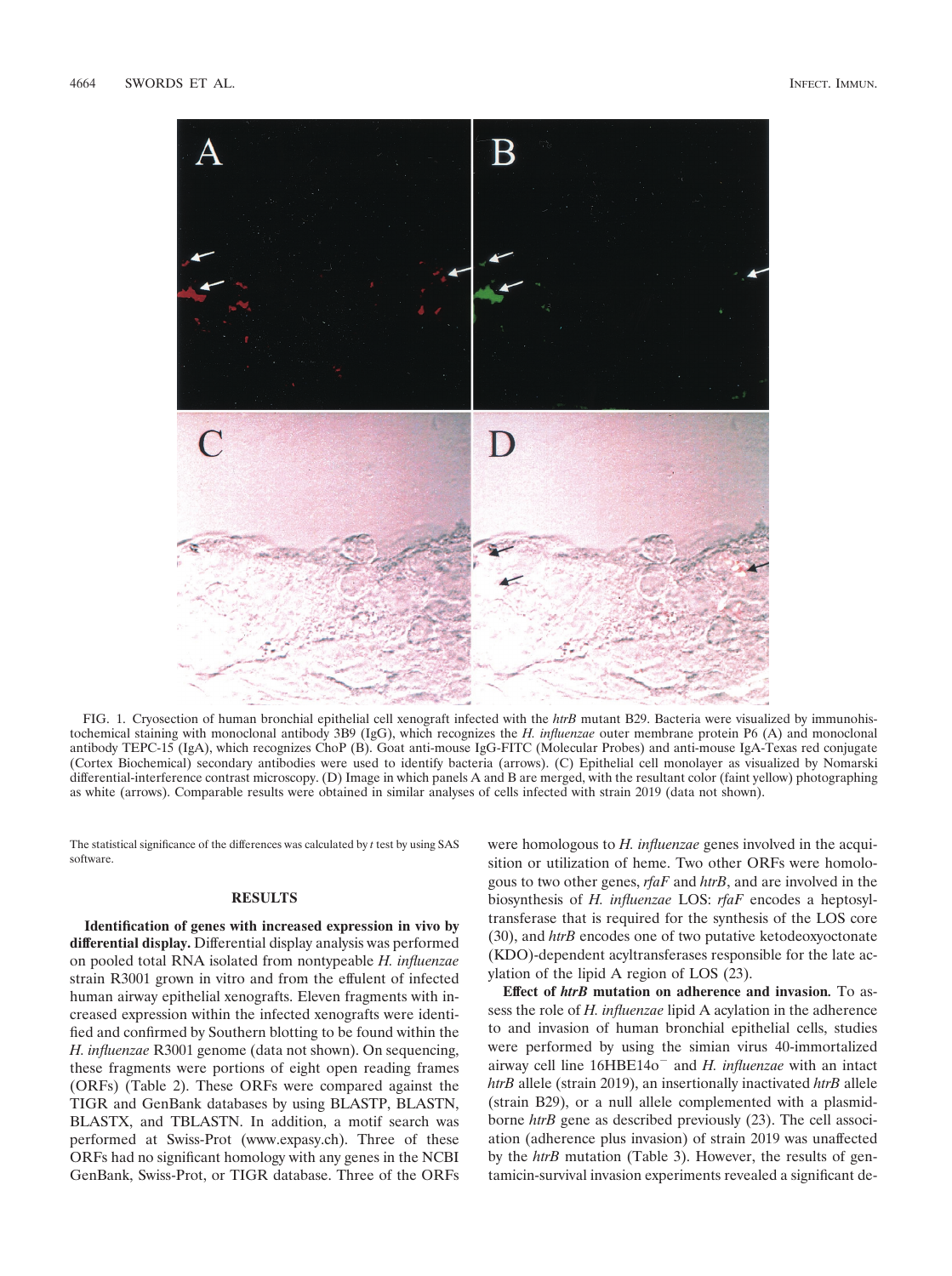FIG. 1. Cryosection of human bronchial epithelial cell xenograft infected with the *htrB* mutant B29. Bacteria were visualized by immunohistochemical staining with monoclonal antibody 3B9 (IgG), which recognizes the *H. influenzae* outer membrane protein P6 (A) and monoclonal antibody TEPC-15 (IgA), which recognizes ChoP (B). Goat anti-mouse IgG-FITC (Molecular Probes) and anti-mouse IgA-Texas red conjugate (Cortex Biochemical) secondary antibodies were used to identify bacteria (arrows). (C) Epithelial cell monolayer as visualized by Nomarski differential-interference contrast microscopy. (D) Image in which panels A and B are merged, with the resultant color (faint yellow) photographing as white (arrows). Comparable results were obtained in similar analyses of cells infected with strain 2019 (data not shown).

The statistical significance of the differences was calculated by *t* test by using SAS software.

## RESULTS

**Identification of genes with increased expression in vivo by differential display.** Differential display analysis was performed on pooled total RNA isolated from nontypeable *H. influenzae* strain R3001 grown in vitro and from the effulent of infected human airway epithelial xenografts. Eleven fragments with increased expression within the infected xenografts were identified and confirmed by Southern blotting to be found within the *H. influenzae* R3001 genome (data not shown). On sequencing, these fragments were portions of eight open reading frames (ORFs) (Table 2). These ORFs were compared against the TIGR and GenBank databases by using BLASTP, BLASTN, BLASTX, and TBLASTN. In addition, a motif search was performed at Swiss-Prot (www.expasy.ch). Three of these ORFs had no significant homology with any genes in the NCBI GenBank, Swiss-Prot, or TIGR database. Three of the ORFs were homologous to *H. influenzae* genes involved in the acquisition or utilization of heme. Two other ORFs were homologous to two other genes, *rfaF* and *htrB*, and are involved in the biosynthesis of *H. influenzae* LOS: *rfaF* encodes a heptosyltransferase that is required for the synthesis of the LOS core (30), and *htrB* encodes one of two putative ketodeoxyoctonate (KDO)-dependent acyltransferases responsible for the late acylation of the lipid A region of LOS (23).

**Effect of *htrB* mutation on adherence and invasion.** To assess the role of *H. influenzae* lipid A acylation in the adherence to and invasion of human bronchial epithelial cells, studies were performed by using the simian virus 40-immortalized airway cell line 16HBE14o$^-$ and *H. influenzae* with an intact *htrB* allele (strain 2019), an insertionally inactivated *htrB* allele (strain B29), or a null allele complemented with a plasmid-borne *htrB* gene as described previously (23). The cell association (adherence plus invasion) of strain 2019 was unaffected by the *htrB* mutation (Table 3). However, the results of gentamicin-survival invasion experiments revealed a significant de-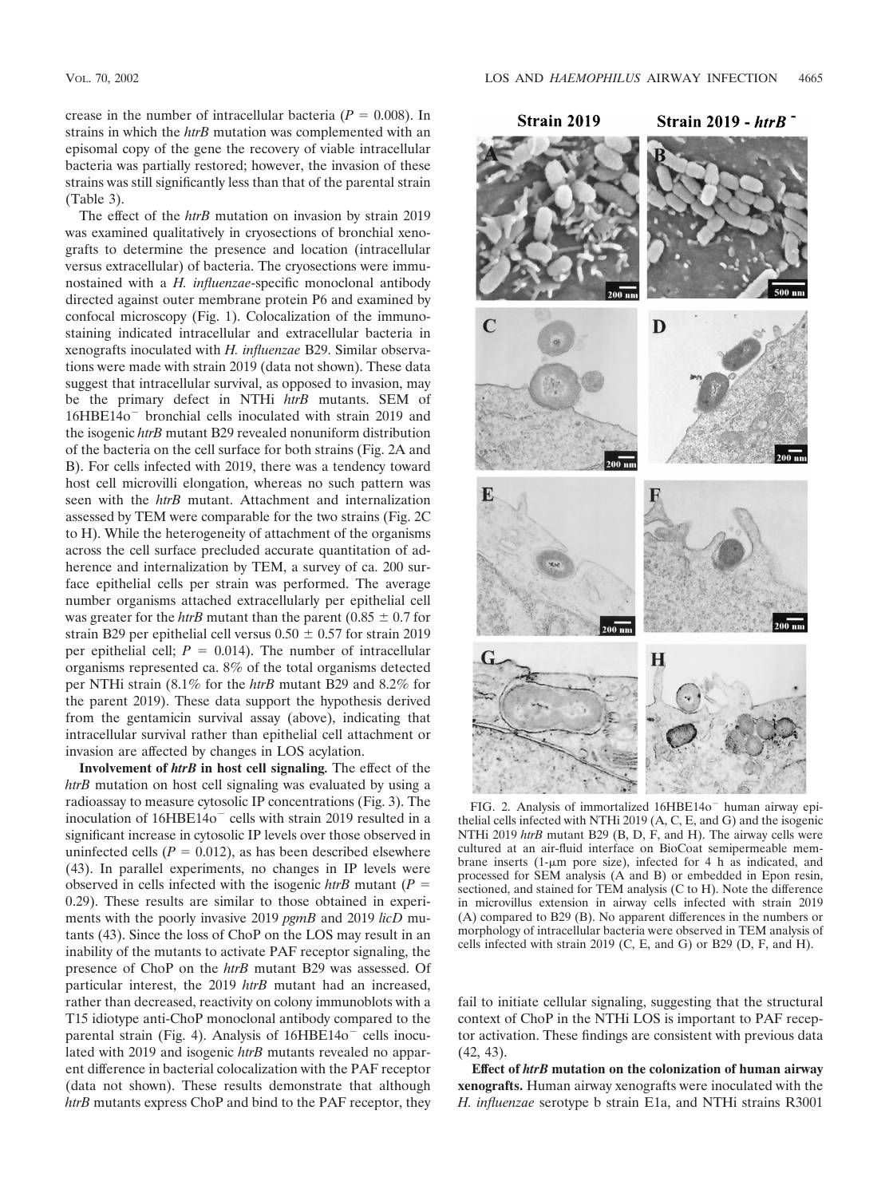crease in the number of intracellular bacteria ($P = 0.008$). In strains in which the *htrB* mutation was complemented with an episomal copy of the gene the recovery of viable intracellular bacteria was partially restored; however, the invasion of these strains was still significantly less than that of the parental strain (Table 3).

The effect of the *htrB* mutation on invasion by strain 2019 was examined qualitatively in cryosections of bronchial xenografts to determine the presence and location (intracellular versus extracellular) of bacteria. The cryosections were immunostained with a *H. influenzae*-specific monoclonal antibody directed against outer membrane protein P6 and examined by confocal microscopy (Fig. 1). Colocalization of the immunostaining indicated intracellular and extracellular bacteria in xenografts inoculated with *H. influenzae* B29. Similar observations were made with strain 2019 (data not shown). These data suggest that intracellular survival, as opposed to invasion, may be the primary defect in NTHi *htrB* mutants. SEM of 16HBE14o$^{-}$ bronchial cells inoculated with strain 2019 and the isogenic *htrB* mutant B29 revealed nonuniform distribution of the bacteria on the cell surface for both strains (Fig. 2A and B). For cells infected with 2019, there was a tendency toward host cell microvilli elongation, whereas no such pattern was seen with the *htrB* mutant. Attachment and internalization assessed by TEM were comparable for the two strains (Fig. 2C to H). While the heterogeneity of attachment of the organisms across the cell surface precluded accurate quantitation of adherence and internalization by TEM, a survey of ca. 200 surface epithelial cells per strain was performed. The average number organisms attached extracellularly per epithelial cell was greater for the *htrB* mutant than the parent ($0.85 \pm 0.7$ for strain B29 per epithelial cell versus $0.50 \pm 0.57$ for strain 2019 per epithelial cell; $P = 0.014$). The number of intracellular organisms represented ca. 8% of the total organisms detected per NTHi strain (8.1% for the *htrB* mutant B29 and 8.2% for the parent 2019). These data support the hypothesis derived from the gentamicin survival assay (above), indicating that intracellular survival rather than epithelial cell attachment or invasion are affected by changes in LOS acylation.

**Involvement of *htrB* in host cell signaling.** The effect of the *htrB* mutation on host cell signaling was evaluated by using a radioassay to measure cytosolic IP concentrations (Fig. 3). The inoculation of 16HBE14o$^{-}$ cells with strain 2019 resulted in a significant increase in cytosolic IP levels over those observed in uninfected cells ($P = 0.012$), as has been described elsewhere (43). In parallel experiments, no changes in IP levels were observed in cells infected with the isogenic *htrB* mutant ($P = 0.29$). These results are similar to those obtained in experiments with the poorly invasive 2019 *pgmB* and 2019 *licD* mutants (43). Since the loss of ChoP on the LOS may result in an inability of the mutants to activate PAF receptor signaling, the presence of ChoP on the *htrB* mutant B29 was assessed. Of particular interest, the 2019 *htrB* mutant had an increased, rather than decreased, reactivity on colony immunoblots with a T15 idiotype anti-ChoP monoclonal antibody compared to the parental strain (Fig. 4). Analysis of 16HBE14o$^{-}$ cells inoculated with 2019 and isogenic *htrB* mutants revealed no apparent difference in bacterial colocalization with the PAF receptor (data not shown). These results demonstrate that although *htrB* mutants express ChoP and bind to the PAF receptor, they fail to initiate cellular signaling, suggesting that the structural context of ChoP in the NTHi LOS is important to PAF receptor activation. These findings are consistent with previous data (42, 43).

FIG. 2. Analysis of immortalized 16HBE14o$^{-}$ human airway epithelial cells infected with NTHi 2019 (A, C, E, and G) and the isogenic NTHi 2019 *htrB* mutant B29 (B, D, F, and H). The airway cells were cultured at an air-fluid interface on BioCoat semipermeable membrane inserts (1-μm pore size), infected for 4 h as indicated, and processed for SEM analysis (A and B) or embedded in Epon resin, sectioned, and stained for TEM analysis (C to H). Note the difference in microvillus extension in airway cells infected with strain 2019 (A) compared to B29 (B). No apparent differences in the numbers or morphology of intracellular bacteria were observed in TEM analysis of cells infected with strain 2019 (C, E, and G) or B29 (D, F, and H).

**Effect of *htrB* mutation on the colonization of human airway xenografts.** Human airway xenografts were inoculated with the *H. influenzae* serotype b strain E1a, and NTHi strains R3001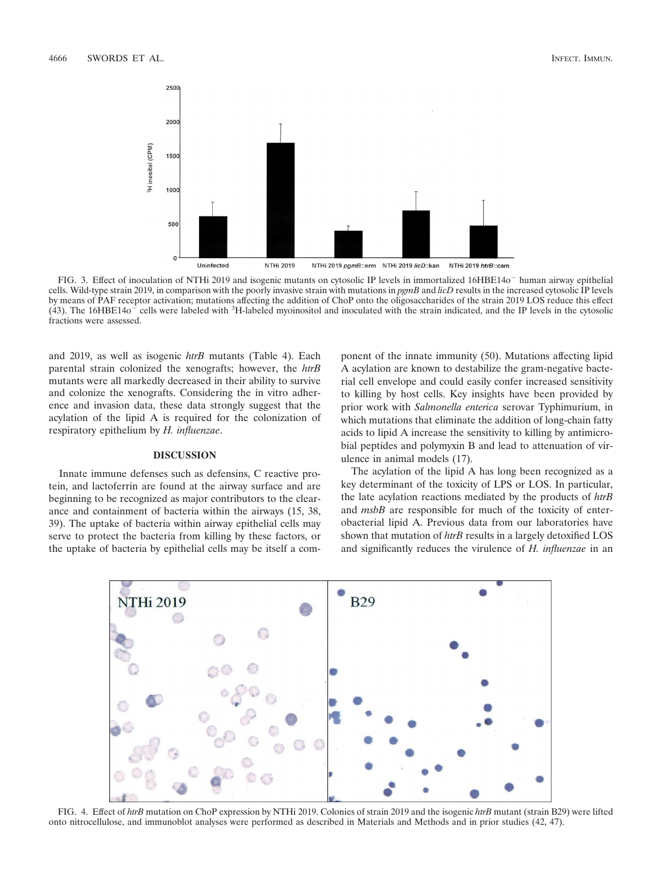FIG. 3. Effect of inoculation of NTHi 2019 and isogenic mutants on cytosolic IP levels in immortalized 16HBE14o$^-$ human airway epithelial cells. Wild-type strain 2019, in comparison with the poorly invasive strain with mutations in *pgmB* and *licD* results in the increased cytosolic IP levels by means of PAF receptor activation; mutations affecting the addition of ChoP onto the oligosaccharides of the strain 2019 LOS reduce this effect (43). The 16HBE14o$^-$ cells were labeled with $^3$H-labeled myoinositol and inoculated with the strain indicated, and the IP levels in the cytosolic fractions were assessed.

and 2019, as well as isogenic *htrB* mutants (Table 4). Each parental strain colonized the xenografts; however, the *htrB* mutants were all markedly decreased in their ability to survive and colonize the xenografts. Considering the in vitro adherence and invasion data, these data strongly suggest that the acylation of the lipid A is required for the colonization of respiratory epithelium by *H. influenzae*.

## DISCUSSION

Innate immune defenses such as defensins, C reactive protein, and lactoferrin are found at the airway surface and are beginning to be recognized as major contributors to the clearance and containment of bacteria within the airways (15, 38, 39). The uptake of bacteria within airway epithelial cells may serve to protect the bacteria from killing by these factors, or the uptake of bacteria by epithelial cells may be itself a component of the innate immunity (50). Mutations affecting lipid A acylation are known to destabilize the gram-negative bacterial cell envelope and could easily confer increased sensitivity to killing by host cells. Key insights have been provided by prior work with *Salmonella enterica* serovar Typhimurium, in which mutations that eliminate the addition of long-chain fatty acids to lipid A increase the sensitivity to killing by antimicrobial peptides and polymyxin B and lead to attenuation of virulence in animal models (17).

The acylation of the lipid A has long been recognized as a key determinant of the toxicity of LPS or LOS. In particular, the late acylation reactions mediated by the products of *htrB* and *msbB* are responsible for much of the toxicity of enterobacterial lipid A. Previous data from our laboratories have shown that mutation of *htrB* results in a largely detoxified LOS and significantly reduces the virulence of *H. influenzae* in an

FIG. 4. Effect of *htrB* mutation on ChoP expression by NTHi 2019. Colonies of strain 2019 and the isogenic *htrB* mutant (strain B29) were lifted onto nitrocellulose, and immunoblot analyses were performed as described in Materials and Methods and in prior studies (42, 47).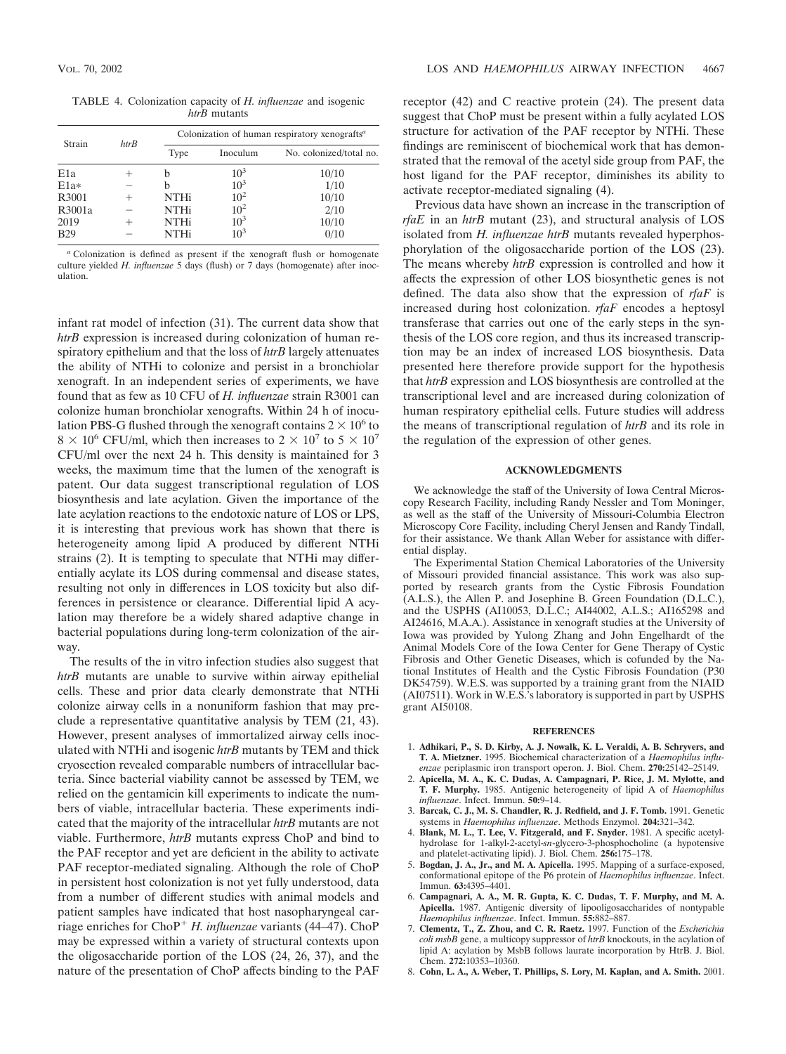TABLE 4. Colonization capacity of *H. influenzae* and isogenic *htrB* mutants

| Strain | *htrB* | Colonization of human respiratory xenografts[a] | | |
|---|---|---|---|---|
| | | Type | Inoculum | No. colonized/total no. |
| E1a | + | b | $10^3$ | 10/10 |
| E1a* | − | b | $10^3$ | 1/10 |
| R3001 | + | NTHi | $10^2$ | 10/10 |
| R3001a | − | NTHi | $10^2$ | 2/10 |
| 2019 | + | NTHi | $10^3$ | 10/10 |
| B29 | − | NTHi | $10^3$ | 0/10 |

[a] Colonization is defined as present if the xenograft flush or homogenate culture yielded *H. influenzae* 5 days (flush) or 7 days (homogenate) after inoculation.

infant rat model of infection (31). The current data show that *htrB* expression is increased during colonization of human respiratory epithelium and that the loss of *htrB* largely attenuates the ability of NTHi to colonize and persist in a bronchiolar xenograft. In an independent series of experiments, we have found that as few as 10 CFU of *H. influenzae* strain R3001 can colonize human bronchiolar xenografts. Within 24 h of inoculation PBS-G flushed through the xenograft contains $2 \times 10^6$ to $8 \times 10^6$ CFU/ml, which then increases to $2 \times 10^7$ to $5 \times 10^7$ CFU/ml over the next 24 h. This density is maintained for 3 weeks, the maximum time that the lumen of the xenograft is patent. Our data suggest transcriptional regulation of LOS biosynthesis and late acylation. Given the importance of the late acylation reactions to the endotoxic nature of LOS or LPS, it is interesting that previous work has shown that there is heterogeneity among lipid A produced by different NTHi strains (2). It is tempting to speculate that NTHi may differentially acylate its LOS during commensal and disease states, resulting not only in differences in LOS toxicity but also differences in persistence or clearance. Differential lipid A acylation may therefore be a widely shared adaptive change in bacterial populations during long-term colonization of the airway.

The results of the in vitro infection studies also suggest that *htrB* mutants are unable to survive within airway epithelial cells. These and prior data clearly demonstrate that NTHi colonize airway cells in a nonuniform fashion that may preclude a representative quantitative analysis by TEM (21, 43). However, present analyses of immortalized airway cells inoculated with NTHi and isogenic *htrB* mutants by TEM and thick cryosection revealed comparable numbers of intracellular bacteria. Since bacterial viability cannot be assessed by TEM, we relied on the gentamicin kill experiments to indicate the numbers of viable, intracellular bacteria. These experiments indicated that the majority of the intracellular *htrB* mutants are not viable. Furthermore, *htrB* mutants express ChoP and bind to the PAF receptor and yet are deficient in the ability to activate PAF receptor-mediated signaling. Although the role of ChoP in persistent host colonization is not yet fully understood, data from a number of different studies with animal models and patient samples have indicated that host nasopharyngeal carriage enriches for $ChoP^+$ *H. influenzae* variants (44–47). ChoP may be expressed within a variety of structural contexts upon the oligosaccharide portion of the LOS (24, 26, 37), and the nature of the presentation of ChoP affects binding to the PAF receptor (42) and C reactive protein (24). The present data suggest that ChoP must be present within a fully acylated LOS structure for activation of the PAF receptor by NTHi. These findings are reminiscent of biochemical work that has demonstrated that the removal of the acetyl side group from PAF, the host ligand for the PAF receptor, diminishes its ability to activate receptor-mediated signaling (4).

Previous data have shown an increase in the transcription of *rfaE* in an *htrB* mutant (23), and structural analysis of LOS isolated from *H. influenzae htrB* mutants revealed hyperphosphorylation of the oligosaccharide portion of the LOS (23). The means whereby *htrB* expression is controlled and how it affects the expression of other LOS biosynthetic genes is not defined. The data also show that the expression of *rfaF* is increased during host colonization. *rfaF* encodes a heptosyl transferase that carries out one of the early steps in the synthesis of the LOS core region, and thus its increased transcription may be an index of increased LOS biosynthesis. Data presented here therefore provide support for the hypothesis that *htrB* expression and LOS biosynthesis are controlled at the transcriptional level and are increased during colonization of human respiratory epithelial cells. Future studies will address the means of transcriptional regulation of *htrB* and its role in the regulation of the expression of other genes.

## ACKNOWLEDGMENTS

We acknowledge the staff of the University of Iowa Central Microscopy Research Facility, including Randy Nessler and Tom Moninger, as well as the staff of the University of Missouri-Columbia Electron Microscopy Core Facility, including Cheryl Jensen and Randy Tindall, for their assistance. We thank Allan Weber for assistance with differential display.

The Experimental Station Chemical Laboratories of the University of Missouri provided financial assistance. This work was also supported by research grants from the Cystic Fibrosis Foundation (A.L.S.), the Allen P. and Josephine B. Green Foundation (D.L.C.), and the USPHS (AI10053, D.L.C.; AI44002, A.L.S.; AI165298 and AI24616, M.A.A.). Assistance in xenograft studies at the University of Iowa was provided by Yulong Zhang and John Engelhardt of the Animal Models Core of the Iowa Center for Gene Therapy of Cystic Fibrosis and Other Genetic Diseases, which is cofunded by the National Institutes of Health and the Cystic Fibrosis Foundation (P30 DK54759). W.E.S. was supported by a training grant from the NIAID (AI07511). Work in W.E.S.'s laboratory is supported in part by USPHS grant AI50108.

## REFERENCES

1. **Adhikari, P., S. D. Kirby, A. J. Nowalk, K. L. Veraldi, A. B. Schryvers, and T. A. Mietzner.** 1995. Biochemical characterization of a *Haemophilus influenzae* periplasmic iron transport operon. J. Biol. Chem. **270:**25142–25149.
2. **Apicella, M. A., K. C. Dudas, A. Campagnari, P. Rice, J. M. Mylotte, and T. F. Murphy.** 1985. Antigenic heterogeneity of lipid A of *Haemophilus influenzae*. Infect. Immun. **50:**9–14.
3. **Barcak, C. J., M. S. Chandler, R. J. Redfield, and J. F. Tomb.** 1991. Genetic systems in *Haemophilus influenzae*. Methods Enzymol. **204:**321–342.
4. **Blank, M. L., T. Lee, V. Fitzgerald, and F. Snyder.** 1981. A specific acetylhydrolase for 1-alkyl-2-acetyl-*sn*-glycero-3-phosphocholine (a hypotensive and platelet-activating lipid). J. Biol. Chem. **256:**175–178.
5. **Bogdan, J. A., Jr., and M. A. Apicella.** 1995. Mapping of a surface-exposed, conformational epitope of the P6 protein of *Haemophilus influenzae*. Infect. Immun. **63:**4395–4401.
6. **Campagnari, A. A., M. R. Gupta, K. C. Dudas, T. F. Murphy, and M. A. Apicella.** 1987. Antigenic diversity of lipooligosaccharides of nontypable *Haemophilus influenzae*. Infect. Immun. **55:**882–887.
7. **Clementz, T., Z. Zhou, and C. R. Raetz.** 1997. Function of the *Escherichia coli msbB* gene, a multicopy suppressor of *htrB* knockouts, in the acylation of lipid A: acylation by MsbB follows laurate incorporation by HtrB. J. Biol. Chem. **272:**10353–10360.
8. **Cohn, L. A., A. Weber, T. Phillips, S. Lory, M. Kaplan, and A. Smith.** 2001.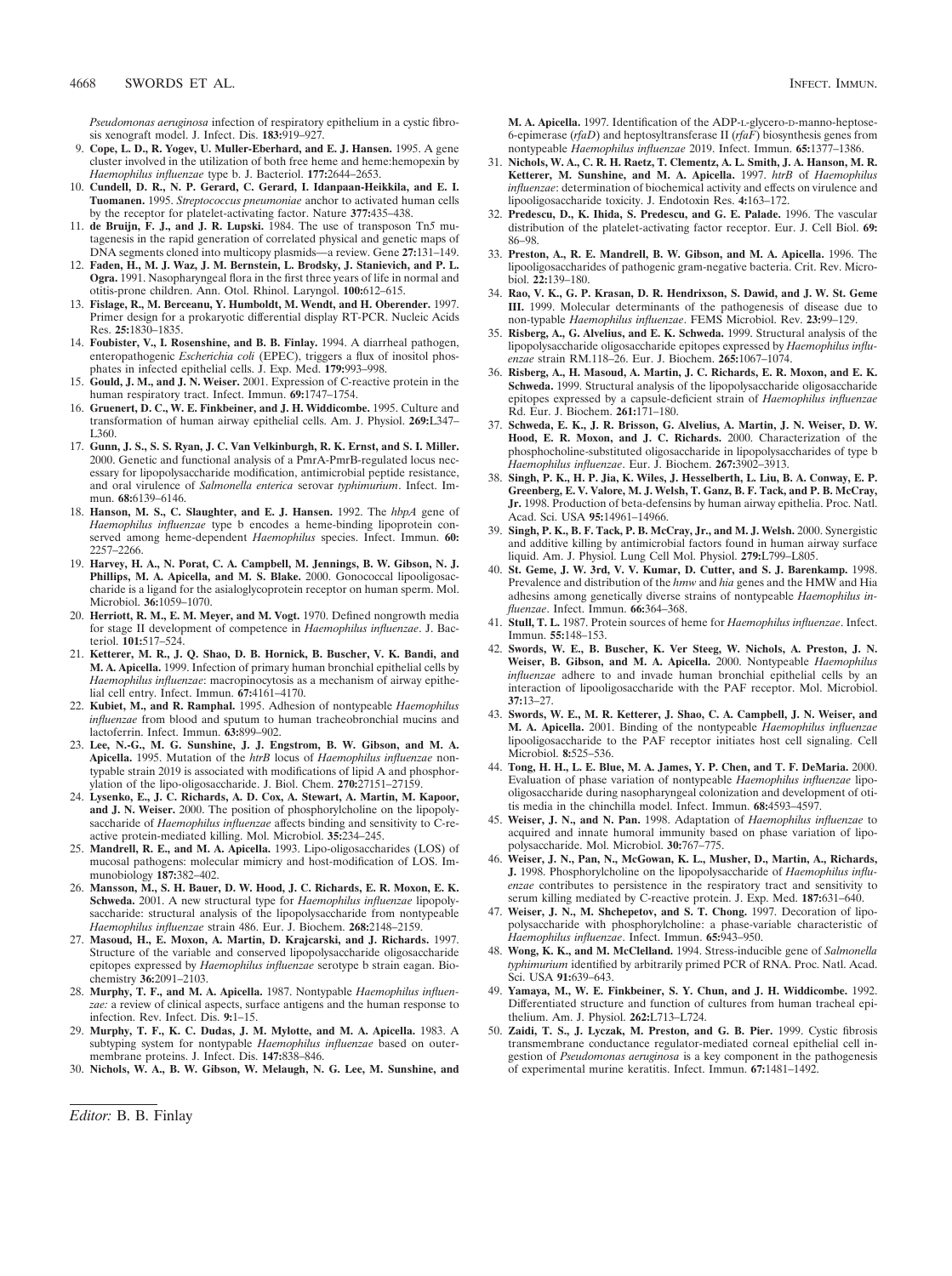*Pseudomonas aeruginosa* infection of respiratory epithelium in a cystic fibrosis xenograft model. J. Infect. Dis. **183:**919–927.

9. **Cope, L. D., R. Yogev, U. Muller-Eberhard, and E. J. Hansen.** 1995. A gene cluster involved in the utilization of both free heme and heme:hemopexin by *Haemophilus influenzae* type b. J. Bacteriol. **177:**2644–2653.
10. **Cundell, D. R., N. P. Gerard, C. Gerard, I. Idanpaan-Heikkila, and E. I. Tuomanen.** 1995. *Streptococcus pneumoniae* anchor to activated human cells by the receptor for platelet-activating factor. Nature **377:**435–438.
11. **de Bruijn, F. J., and J. R. Lupski.** 1984. The use of transposon Tn*5* mutagenesis in the rapid generation of correlated physical and genetic maps of DNA segments cloned into multicopy plasmids—a review. Gene **27:**131–149.
12. **Faden, H., M. J. Waz, J. M. Bernstein, L. Brodsky, J. Stanievich, and P. L. Ogra.** 1991. Nasopharyngeal flora in the first three years of life in normal and otitis-prone children. Ann. Otol. Rhinol. Laryngol. **100:**612–615.
13. **Fislage, R., M. Berceanu, Y. Humboldt, M. Wendt, and H. Oberender.** 1997. Primer design for a prokaryotic differential display RT-PCR. Nucleic Acids Res. **25:**1830–1835.
14. **Foubister, V., I. Rosenshine, and B. B. Finlay.** 1994. A diarrheal pathogen, enteropathogenic *Escherichia coli* (EPEC), triggers a flux of inositol phosphates in infected epithelial cells. J. Exp. Med. **179:**993–998.
15. **Gould, J. M., and J. N. Weiser.** 2001. Expression of C-reactive protein in the human respiratory tract. Infect. Immun. **69:**1747–1754.
16. **Gruenert, D. C., W. E. Finkbeiner, and J. H. Widdicombe.** 1995. Culture and transformation of human airway epithelial cells. Am. J. Physiol. **269:**L347–L360.
17. **Gunn, J. S., S. S. Ryan, J. C. Van Velkinburgh, R. K. Ernst, and S. I. Miller.** 2000. Genetic and functional analysis of a PmrA-PmrB-regulated locus necessary for lipopolysaccharide modification, antimicrobial peptide resistance, and oral virulence of *Salmonella enterica* serovar *typhimurium*. Infect. Immun. **68:**6139–6146.
18. **Hanson, M. S., C. Slaughter, and E. J. Hansen.** 1992. The *hbpA* gene of *Haemophilus influenzae* type b encodes a heme-binding lipoprotein conserved among heme-dependent *Haemophilus* species. Infect. Immun. **60:** 2257–2266.
19. **Harvey, H. A., N. Porat, C. A. Campbell, M. Jennings, B. W. Gibson, N. J. Phillips, M. A. Apicella, and M. S. Blake.** 2000. Gonococcal lipooligosaccharide is a ligand for the asialoglycoprotein receptor on human sperm. Mol. Microbiol. **36:**1059–1070.
20. **Herriott, R. M., E. M. Meyer, and M. Vogt.** 1970. Defined nongrowth media for stage II development of competence in *Haemophilus influenzae*. J. Bacteriol. **101:**517–524.
21. **Ketterer, M. R., J. Q. Shao, D. B. Hornick, B. Buscher, V. K. Bandi, and M. A. Apicella.** 1999. Infection of primary human bronchial epithelial cells by *Haemophilus influenzae*: macropinocytosis as a mechanism of airway epithelial cell entry. Infect. Immun. **67:**4161–4170.
22. **Kubiet, M., and R. Ramphal.** 1995. Adhesion of nontypeable *Haemophilus influenzae* from blood and sputum to human tracheobronchial mucins and lactoferrin. Infect. Immun. **63:**899–902.
23. **Lee, N.-G., M. G. Sunshine, J. J. Engstrom, B. W. Gibson, and M. A. Apicella.** 1995. Mutation of the *htrB* locus of *Haemophilus influenzae* nontypable strain 2019 is associated with modifications of lipid A and phosphorylation of the lipo-oligosaccharide. J. Biol. Chem. **270:**27151–27159.
24. **Lysenko, E., J. C. Richards, A. D. Cox, A. Stewart, A. Martin, M. Kapoor, and J. N. Weiser.** 2000. The position of phosphorylcholine on the lipopolysaccharide of *Haemophilus influenzae* affects binding and sensitivity to C-reactive protein-mediated killing. Mol. Microbiol. **35:**234–245.
25. **Mandrell, R. E., and M. A. Apicella.** 1993. Lipo-oligosaccharides (LOS) of mucosal pathogens: molecular mimicry and host-modification of LOS. Immunobiology **187:**382–402.
26. **Mansson, M., S. H. Bauer, D. W. Hood, J. C. Richards, E. R. Moxon, E. K. Schweda.** 2001. A new structural type for *Haemophilus influenzae* lipopolysaccharide: structural analysis of the lipopolysaccharide from nontypeable *Haemophilus influenzae* strain 486. Eur. J. Biochem. **268:**2148–2159.
27. **Masoud, H., E. Moxon, A. Martin, D. Krajcarski, and J. Richards.** 1997. Structure of the variable and conserved lipopolysaccharide oligosaccharide epitopes expressed by *Haemophilus influenzae* serotype b strain eagan. Biochemistry **36:**2091–2103.
28. **Murphy, T. F., and M. A. Apicella.** 1987. Nontypable *Haemophilus influenzae:* a review of clinical aspects, surface antigens and the human response to infection. Rev. Infect. Dis. **9:**1–15.
29. **Murphy, T. F., K. C. Dudas, J. M. Mylotte, and M. A. Apicella.** 1983. A subtyping system for nontypable *Haemophilus influenzae* based on outer-membrane proteins. J. Infect. Dis. **147:**838–846.
30. **Nichols, W. A., B. W. Gibson, W. Melaugh, N. G. Lee, M. Sunshine, and M. A. Apicella.** 1997. Identification of the ADP-L-glycero-D-manno-heptose-6-epimerase (*rfaD*) and heptosyltransferase II (*rfaF*) biosynthesis genes from nontypeable *Haemophilus influenzae* 2019. Infect. Immun. **65:**1377–1386.
31. **Nichols, W. A., C. R. H. Raetz, T. Clementz, A. L. Smith, J. A. Hanson, M. R. Ketterer, M. Sunshine, and M. A. Apicella.** 1997. *htrB* of *Haemophilus influenzae*: determination of biochemical activity and effects on virulence and lipooligosaccharide toxicity. J. Endotoxin Res. **4:**163–172.
32. **Predescu, D., K. Ihida, S. Predescu, and G. E. Palade.** 1996. The vascular distribution of the platelet-activating factor receptor. Eur. J. Cell Biol. **69:** 86–98.
33. **Preston, A., R. E. Mandrell, B. W. Gibson, and M. A. Apicella.** 1996. The lipooligosaccharides of pathogenic gram-negative bacteria. Crit. Rev. Microbiol. **22:**139–180.
34. **Rao, V. K., G. P. Krasan, D. R. Hendrixson, S. Dawid, and J. W. St. Geme III.** 1999. Molecular determinants of the pathogenesis of disease due to non-typable *Haemophilus influenzae*. FEMS Microbiol. Rev. **23:**99–129.
35. **Risberg, A., G. Alvelius, and E. K. Schweda.** 1999. Structural analysis of the lipopolysaccharide oligosaccharide epitopes expressed by *Haemophilus influenzae* strain RM.118–26. Eur. J. Biochem. **265:**1067–1074.
36. **Risberg, A., H. Masoud, A. Martin, J. C. Richards, E. R. Moxon, and E. K. Schweda.** 1999. Structural analysis of the lipopolysaccharide oligosaccharide epitopes expressed by a capsule-deficient strain of *Haemophilus influenzae* Rd. Eur. J. Biochem. **261:**171–180.
37. **Schweda, E. K., J. R. Brisson, G. Alvelius, A. Martin, J. N. Weiser, D. W. Hood, E. R. Moxon, and J. C. Richards.** 2000. Characterization of the phosphocholine-substituted oligosaccharide in lipopolysaccharides of type b *Haemophilus influenzae*. Eur. J. Biochem. **267:**3902–3913.
38. **Singh, P. K., H. P. Jia, K. Wiles, J. Hesselberth, L. Liu, B. A. Conway, E. P. Greenberg, E. V. Valore, M. J. Welsh, T. Ganz, B. F. Tack, and P. B. McCray, Jr.** 1998. Production of beta-defensins by human airway epithelia. Proc. Natl. Acad. Sci. USA **95:**14961–14966.
39. **Singh, P. K., B. F. Tack, P. B. McCray, Jr., and M. J. Welsh.** 2000. Synergistic and additive killing by antimicrobial factors found in human airway surface liquid. Am. J. Physiol. Lung Cell Mol. Physiol. **279:**L799–L805.
40. **St. Geme, J. W. 3rd, V. V. Kumar, D. Cutter, and S. J. Barenkamp.** 1998. Prevalence and distribution of the *hmw* and *hia* genes and the HMW and Hia adhesins among genetically diverse strains of nontypeable *Haemophilus influenzae*. Infect. Immun. **66:**364–368.
41. **Stull, T. L.** 1987. Protein sources of heme for *Haemophilus influenzae*. Infect. Immun. **55:**148–153.
42. **Swords, W. E., B. Buscher, K. Ver Steeg, W. Nichols, A. Preston, J. N. Weiser, B. Gibson, and M. A. Apicella.** 2000. Nontypeable *Haemophilus influenzae* adhere to and invade human bronchial epithelial cells by an interaction of lipooligosaccharide with the PAF receptor. Mol. Microbiol. **37:**13–27.
43. **Swords, W. E., M. R. Ketterer, J. Shao, C. A. Campbell, J. N. Weiser, and M. A. Apicella.** 2001. Binding of the nontypeable *Haemophilus influenzae* lipooligosaccharide to the PAF receptor initiates host cell signaling. Cell Microbiol. **8:**525–536.
44. **Tong, H. H., L. E. Blue, M. A. James, Y. P. Chen, and T. F. DeMaria.** 2000. Evaluation of phase variation of nontypeable *Haemophilus influenzae* lipooligosaccharide during nasopharyngeal colonization and development of otitis media in the chinchilla model. Infect. Immun. **68:**4593–4597.
45. **Weiser, J. N., and N. Pan.** 1998. Adaptation of *Haemophilus influenzae* to acquired and innate humoral immunity based on phase variation of lipopolysaccharide. Mol. Microbiol. **30:**767–775.
46. **Weiser, J. N., Pan, N., McGowan, K. L., Musher, D., Martin, A., Richards, J.** 1998. Phosphorylcholine on the lipopolysaccharide of *Haemophilus influenzae* contributes to persistence in the respiratory tract and sensitivity to serum killing mediated by C-reactive protein. J. Exp. Med. **187:**631–640.
47. **Weiser, J. N., M. Shchepetov, and S. T. Chong.** 1997. Decoration of lipopolysaccharide with phosphorylcholine: a phase-variable characteristic of *Haemophilus influenzae*. Infect. Immun. **65:**943–950.
48. **Wong, K. K., and M. McClelland.** 1994. Stress-inducible gene of *Salmonella typhimurium* identified by arbitrarily primed PCR of RNA. Proc. Natl. Acad. Sci. USA **91:**639–643.
49. **Yamaya, M., W. E. Finkbeiner, S. Y. Chun, and J. H. Widdicombe.** 1992. Differentiated structure and function of cultures from human tracheal epithelium. Am. J. Physiol. **262:**L713–L724.
50. **Zaidi, T. S., J. Lyczak, M. Preston, and G. B. Pier.** 1999. Cystic fibrosis transmembrane conductance regulator-mediated corneal epithelial cell ingestion of *Pseudomonas aeruginosa* is a key component in the pathogenesis of experimental murine keratitis. Infect. Immun. **67:**1481–1492.

*Editor:* B. B. Finlay